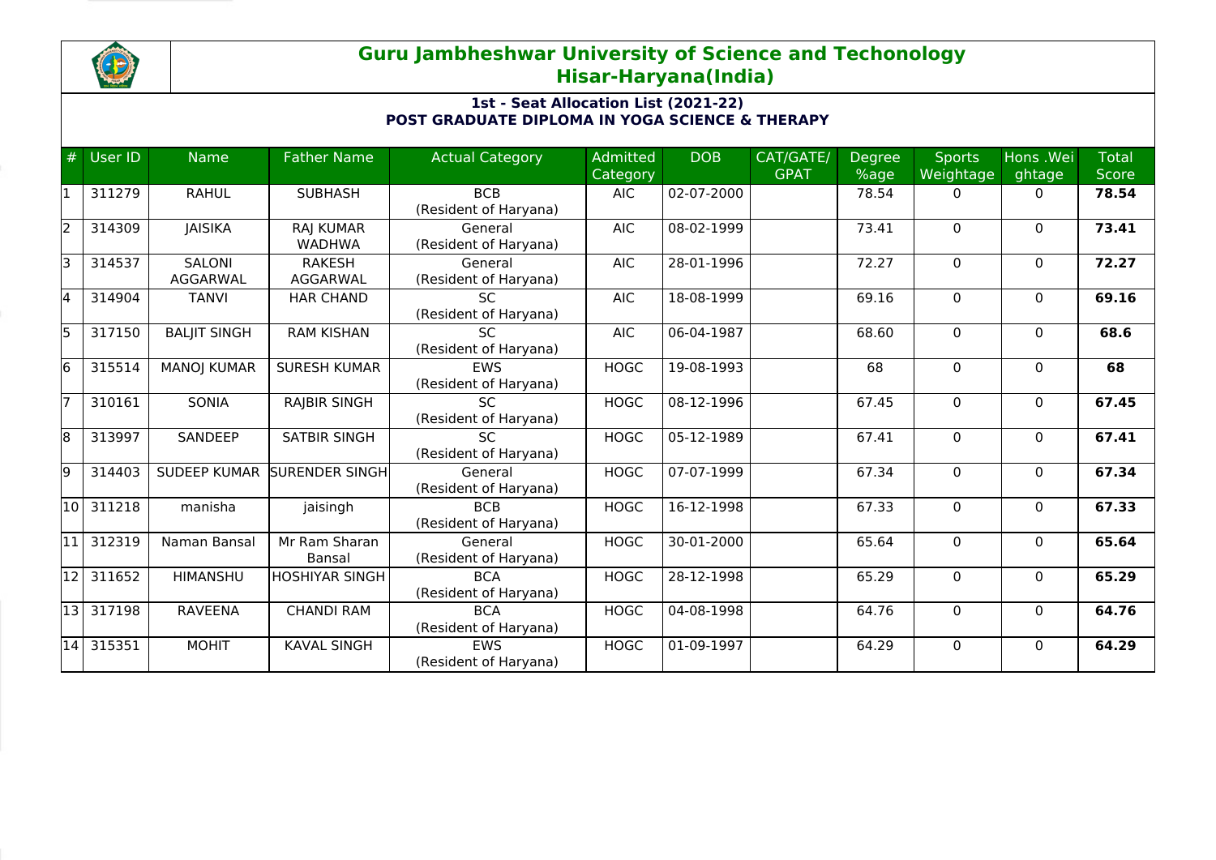# Guru Jambheshwar University of Science and Techonology
## Hisar-Haryana(India)

### 1st - Seat Allocation List (2021-22)
### POST GRADUATE DIPLOMA IN YOGA SCIENCE & THERAPY

| # | User ID | Name | Father Name | Actual Category | Admitted Category | DOB | CAT/GATE/ GPAT | Degree %age | Sports Weightage | Hons .Weightage | Total Score |
|---|---|---|---|---|---|---|---|---|---|---|---|
| 1 | 311279 | RAHUL | SUBHASH | BCB (Resident of Haryana) | AIC | 02-07-2000 | | 78.54 | 0 | 0 | **78.54** |
| 2 | 314309 | JAISIKA | RAJ KUMAR WADHWA | General (Resident of Haryana) | AIC | 08-02-1999 | | 73.41 | 0 | 0 | **73.41** |
| 3 | 314537 | SALONI AGGARWAL | RAKESH AGGARWAL | General (Resident of Haryana) | AIC | 28-01-1996 | | 72.27 | 0 | 0 | **72.27** |
| 4 | 314904 | TANVI | HAR CHAND | SC (Resident of Haryana) | AIC | 18-08-1999 | | 69.16 | 0 | 0 | **69.16** |
| 5 | 317150 | BALJIT SINGH | RAM KISHAN | SC (Resident of Haryana) | AIC | 06-04-1987 | | 68.60 | 0 | 0 | **68.6** |
| 6 | 315514 | MANOJ KUMAR | SURESH KUMAR | EWS (Resident of Haryana) | HOGC | 19-08-1993 | | 68 | 0 | 0 | **68** |
| 7 | 310161 | SONIA | RAJBIR SINGH | SC (Resident of Haryana) | HOGC | 08-12-1996 | | 67.45 | 0 | 0 | **67.45** |
| 8 | 313997 | SANDEEP | SATBIR SINGH | SC (Resident of Haryana) | HOGC | 05-12-1989 | | 67.41 | 0 | 0 | **67.41** |
| 9 | 314403 | SUDEEP KUMAR | SURENDER SINGH | General (Resident of Haryana) | HOGC | 07-07-1999 | | 67.34 | 0 | 0 | **67.34** |
| 10 | 311218 | manisha | jaisingh | BCB (Resident of Haryana) | HOGC | 16-12-1998 | | 67.33 | 0 | 0 | **67.33** |
| 11 | 312319 | Naman Bansal | Mr Ram Sharan Bansal | General (Resident of Haryana) | HOGC | 30-01-2000 | | 65.64 | 0 | 0 | **65.64** |
| 12 | 311652 | HIMANSHU | HOSHIYAR SINGH | BCA (Resident of Haryana) | HOGC | 28-12-1998 | | 65.29 | 0 | 0 | **65.29** |
| 13 | 317198 | RAVEENA | CHANDI RAM | BCA (Resident of Haryana) | HOGC | 04-08-1998 | | 64.76 | 0 | 0 | **64.76** |
| 14 | 315351 | MOHIT | KAVAL SINGH | EWS (Resident of Haryana) | HOGC | 01-09-1997 | | 64.29 | 0 | 0 | **64.29** |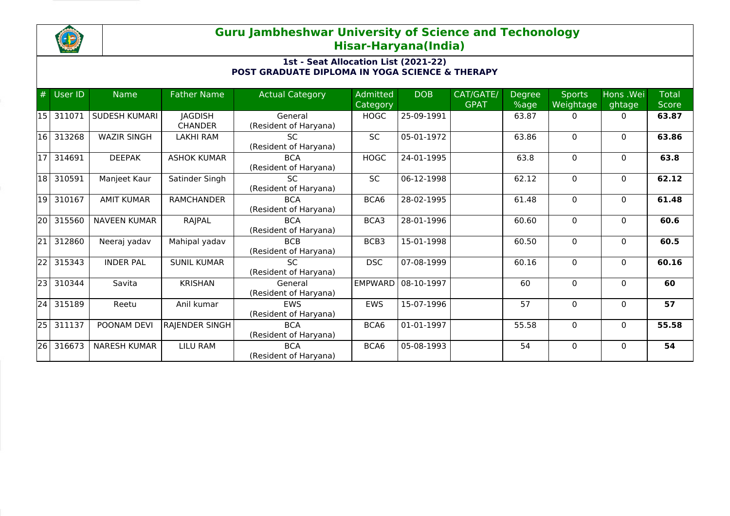# Guru Jambheshwar University of Science and Techonology
## Hisar-Haryana(India)

### 1st - Seat Allocation List (2021-22)
### POST GRADUATE DIPLOMA IN YOGA SCIENCE & THERAPY

| # | User ID | Name | Father Name | Actual Category | Admitted Category | DOB | CAT/GATE/ GPAT | Degree %age | Sports Weightage | Hons .Weightage | Total Score |
|---|---|---|---|---|---|---|---|---|---|---|---|
| 15 | 311071 | SUDESH KUMARI | JAGDISH CHANDER | General (Resident of Haryana) | HOGC | 25-09-1991 | | 63.87 | 0 | 0 | **63.87** |
| 16 | 313268 | WAZIR SINGH | LAKHI RAM | SC (Resident of Haryana) | SC | 05-01-1972 | | 63.86 | 0 | 0 | **63.86** |
| 17 | 314691 | DEEPAK | ASHOK KUMAR | BCA (Resident of Haryana) | HOGC | 24-01-1995 | | 63.8 | 0 | 0 | **63.8** |
| 18 | 310591 | Manjeet Kaur | Satinder Singh | SC (Resident of Haryana) | SC | 06-12-1998 | | 62.12 | 0 | 0 | **62.12** |
| 19 | 310167 | AMIT KUMAR | RAMCHANDER | BCA (Resident of Haryana) | BCA6 | 28-02-1995 | | 61.48 | 0 | 0 | **61.48** |
| 20 | 315560 | NAVEEN KUMAR | RAJPAL | BCA (Resident of Haryana) | BCA3 | 28-01-1996 | | 60.60 | 0 | 0 | **60.6** |
| 21 | 312860 | Neeraj yadav | Mahipal yadav | BCB (Resident of Haryana) | BCB3 | 15-01-1998 | | 60.50 | 0 | 0 | **60.5** |
| 22 | 315343 | INDER PAL | SUNIL KUMAR | SC (Resident of Haryana) | DSC | 07-08-1999 | | 60.16 | 0 | 0 | **60.16** |
| 23 | 310344 | Savita | KRISHAN | General (Resident of Haryana) | EMPWARD | 08-10-1997 | | 60 | 0 | 0 | **60** |
| 24 | 315189 | Reetu | Anil kumar | EWS (Resident of Haryana) | EWS | 15-07-1996 | | 57 | 0 | 0 | **57** |
| 25 | 311137 | POONAM DEVI | RAJENDER SINGH | BCA (Resident of Haryana) | BCA6 | 01-01-1997 | | 55.58 | 0 | 0 | **55.58** |
| 26 | 316673 | NARESH KUMAR | LILU RAM | BCA (Resident of Haryana) | BCA6 | 05-08-1993 | | 54 | 0 | 0 | **54** |